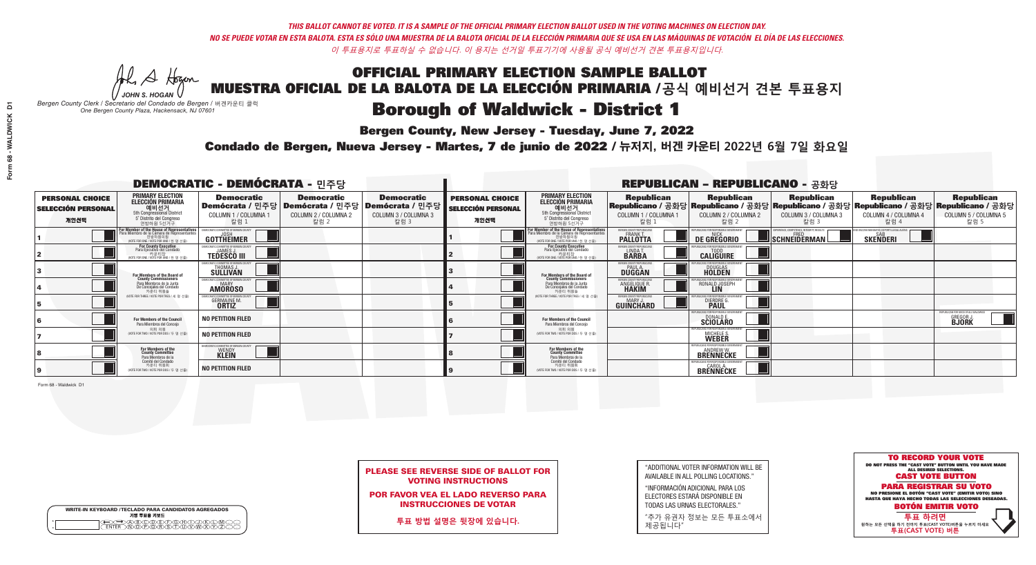*THIS BALLOT CANNOT BE VOTED. IT IS A SAMPLE OF THE OFFICIAL PRIMARY ELECTION BALLOT USED IN THE VOTING MACHINES ON ELECTION DAY.*
*NO SE PUEDE VOTAR EN ESTA BALOTA. ESTA ES SÓLO UNA MUESTRA DE LA BALOTA OFICIAL DE LA ELECCIÓN PRIMARIA QUE SE USA EN LAS MÁQUINAS DE VOTACIÓN EL DÍA DE LAS ELECCIONES.*
*이 투표용지로 투표하실 수 없습니다. 이 용지는 선거일 투표기기에 사용될 공식 예비선거 견본 투표용지입니다.*

JOHN S. HOGAN
*Bergen County Clerk / Secretario del Condado de Bergen / 버겐카운티 클럭*
*One Bergen County Plaza, Hackensack, NJ 07601*

# OFFICIAL PRIMARY ELECTION SAMPLE BALLOT
# MUESTRA OFICIAL DE LA BALOTA DE LA ELECCIÓN PRIMARIA /공식 예비선거 견본 투표용지
# Borough of Waldwick - District 1

**Bergen County, New Jersey - Tuesday, June 7, 2022**

**Condado de Bergen, Nueva Jersey - Martes, 7 de junio de 2022 / 뉴저지, 버겐 카운티 2022년 6월 7일 화요일**

## DEMOCRATIC - DEMÓCRATA - 민주당

| PERSONAL CHOICE / SELECCIÓN PERSONAL / 개인선택 | PRIMARY ELECTION / ELECCIÓN PRIMARIA / 예비선거 (5th Congressional District / 5° Distrito del Congreso / 연방하원 5선거구) | Democratic / Demócrata / 민주당 COLUMN 1 / COLUMNA 1 / 칼럼 1 | Democratic / Demócrata / 민주당 COLUMN 2 / COLUMNA 2 / 칼럼 2 | Democratic / Demócrata / 민주당 COLUMN 3 / COLUMNA 3 / 칼럼 3 |
|---|---|---|---|---|
| 1 | For Member of the House of Representatives / Para Miembro de la Cámara de Representantes / 연방하원의원 (VOTE FOR ONE / VOTE POR UNO / 한 명 선출) | JOSH GOTTHEIMER | | |
| 2 | For County Executive / Para Ejecutivo del Condado / 카운티장 (VOTE FOR ONE / VOTE POR UNO / 한 명 선출) | JAMES J. TEDESCO III | | |
| 3 | For Members of the Board of County Commissioners / Para Miembros de la Junta De Concejales del Condado / 카운티 위원들 (VOTE FOR THREE / VOTE POR TRES / 세 명 선출) | THOMAS J. SULLIVAN | | |
| 4 | | MARY AMOROSO | | |
| 5 | | GERMAINE M. ORTIZ | | |
| 6 | For Members of the Council / Para Miembros del Concejo / 의회 의원 (VOTE FOR TWO / VOTE POR DOS / 두 명 선출) | NO PETITION FILED | | |
| 7 | | NO PETITION FILED | | |
| 8 | For Members of the County Committee / Para Miembros de la Comité del Condado / 카운티 위원회 (VOTE FOR TWO / VOTE POR DOS / 두 명 선출) | WENDY KLEIN | | |
| 9 | | NO PETITION FILED | | |

## REPUBLICAN - REPUBLICANO - 공화당

| PERSONAL CHOICE / SELECCIÓN PERSONAL / 개인선택 | PRIMARY ELECTION / ELECCIÓN PRIMARIA / 예비선거 (5th Congressional District / 5° Distrito del Congreso / 연방하원 5선거구) | Republican / Republicano / 공화당 COLUMN 1 / COLUMNA 1 / 칼럼 1 | Republican / Republicano / 공화당 COLUMN 2 / COLUMNA 2 / 칼럼 2 | Republican / Republicano / 공화당 COLUMN 3 / COLUMNA 3 / 칼럼 3 | Republican / Republicano / 공화당 COLUMN 4 / COLUMNA 4 / 칼럼 4 | Republican / Republicano / 공화당 COLUMN 5 / COLUMNA 5 / 칼럼 5 |
|---|---|---|---|---|---|---|
| 1 | For Member of the House of Representatives / Para Miembro de la Cámara de Representantes / 연방하원의원 (VOTE FOR ONE / VOTE POR UNO / 한 명 선출) | FRANK T. PALLOTTA | NICK DE GREGORIO | FRED SCHNEIDERMAN | SAB SKENDERI | |
| 2 | For County Executive / Para Ejecutivo del Condado / 카운티장 (VOTE FOR ONE / VOTE POR UNO / 한 명 선출) | LINDA T. BARBA | TODD CALIGUIRE | | | |
| 3 | For Members of the Board of County Commissioners / Para Miembros de la Junta De Concejales del Condado / 카운티 위원들 (VOTE FOR THREE / VOTE POR TRES / 세 명 선출) | PAUL A. DUGGAN | DOUGLAS HOLDEN | | | |
| 4 | | ANGELIQUE R. HAKIM | RONALD JOSEPH LIN | | | |
| 5 | | MARY J. GUINCHARD | DIERDRE G. PAUL | | | |
| 6 | For Members of the Council / Para Miembros del Concejo / 의회 의원 (VOTE FOR TWO / VOTE POR DOS / 두 명 선출) | | DONALD E. SCIOLARO | | | GREGOR J. BJORK |
| 7 | | | MICHELE S. WEBER | | | |
| 8 | For Members of the County Committee / Para Miembros de la Comité del Condado / 카운티 위원회 (VOTE FOR TWO / VOTE POR DOS / 두 명 선출) | | ANDREW W. BRENNECKE | | | |
| 9 | | | CAROL A. BRENNECKE | | | |

Form 68 - Waldwick D1

**PLEASE SEE REVERSE SIDE OF BALLOT FOR VOTING INSTRUCTIONS**

**POR FAVOR VEA EL LADO REVERSO PARA INSTRUCCIONES DE VOTAR**

**투표 방법 설명은 뒷장에 있습니다.**

"ADDITIONAL VOTER INFORMATION WILL BE AVAILABLE IN ALL POLLING LOCATIONS."

"INFORMACIÓN ADICIONAL PARA LOS ELECTORES ESTARÁ DISPONIBLE EN TODAS LAS URNAS ELECTORALES."

"추가 유권자 정보는 모든 투표소에서 제공됩니다"

**TO RECORD YOUR VOTE**
DO NOT PRESS THE "CAST VOTE" BUTTON UNTIL YOU HAVE MADE ALL DESIRED SELECTIONS.
**CAST VOTE BUTTON**

**PARA REGISTRAR SU VOTO**
NO PRESIONE EL BOTÓN "CAST VOTE" (EMITIR VOTO) SINO HASTA QUE HAYA HECHO TODAS LAS SELECCIONES DESEADAS.
**BOTÓN EMITIR VOTO**

**투표 하려면**
원하는 모든 선택을 하기 전까지 투표(CAST VOTE)버튼을 누르지 마세요.
**투표(CAST VOTE) 버튼**

WRITE-IN KEYBOARD /TECLADO PARA CANDIDATOS AGREGADOS
기명 투표용 키보드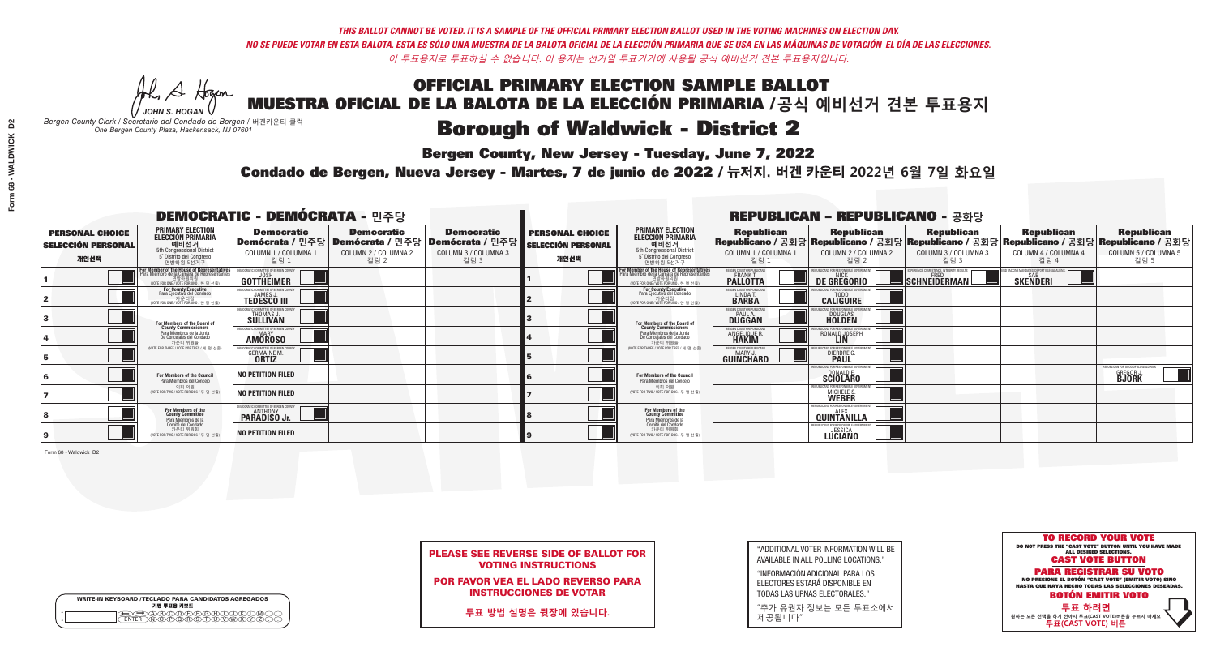*THIS BALLOT CANNOT BE VOTED. IT IS A SAMPLE OF THE OFFICIAL PRIMARY ELECTION BALLOT USED IN THE VOTING MACHINES ON ELECTION DAY.*
*NO SE PUEDE VOTAR EN ESTA BALOTA. ESTA ES SÓLO UNA MUESTRA DE LA BALOTA OFICIAL DE LA ELECCIÓN PRIMARIA QUE SE USA EN LAS MÁQUINAS DE VOTACIÓN EL DÍA DE LAS ELECCIONES.*
*이 투표용지로 투표하실 수 없습니다. 이 용지는 선거일 투표기기에 사용될 공식 예비선거 견본 투표용지입니다.*

JOHN S. HOGAN
*Bergen County Clerk / Secretario del Condado de Bergen / 버겐카운티 클럭*
*One Bergen County Plaza, Hackensack, NJ 07601*

# OFFICIAL PRIMARY ELECTION SAMPLE BALLOT
# MUESTRA OFICIAL DE LA BALOTA DE LA ELECCIÓN PRIMARIA /공식 예비선거 견본 투표용지

## Borough of Waldwick - District 2

**Bergen County, New Jersey - Tuesday, June 7, 2022**

**Condado de Bergen, Nueva Jersey - Martes, 7 de junio de 2022 / 뉴저지, 버겐 카운티 2022년 6월 7일 화요일**

### DEMOCRATIC - DEMÓCRATA - 민주당

| PERSONAL CHOICE / SELECCIÓN PERSONAL / 개인선택 | PRIMARY ELECTION / ELECCIÓN PRIMARIA / 예비선거 (5th Congressional District / 5° Distrito del Congreso / 연방하원 5선거구) | Democratic / Demócrata / 민주당 COLUMN 1 / COLUMNA 1 / 칼럼 1 | Democratic / Demócrata / 민주당 COLUMN 2 / COLUMNA 2 / 칼럼 2 | Democratic / Demócrata / 민주당 COLUMN 3 / COLUMNA 3 / 칼럼 3 |
|---|---|---|---|---|
| 1 | For Member of the House of Representatives / Para Miembro de la Cámara de Representantes / 연방하원의원 (VOTE FOR ONE / VOTE POR UNO / 한 명 선출) | JOSH GOTTHEIMER | | |
| 2 | For County Executive / Para Ejecutivo del Condado / 카운티장 (VOTE FOR ONE / VOTE POR UNO / 한 명 선출) | JAMES J. TEDESCO III | | |
| 3 | For Members of the Board of County Commissioners / Para Miembros de la Junta De Concejales del Condado / 카운티 위원들 (VOTE FOR THREE / VOTE POR TRES / 세 명 선출) | THOMAS J. SULLIVAN | | |
| 4 | | MARY AMOROSO | | |
| 5 | | GERMAINE M. ORTIZ | | |
| 6 | For Members of the Council / Para Miembros del Concejo / 의회 의원 (VOTE FOR TWO / VOTE POR DOS / 두 명 선출) | NO PETITION FILED | | |
| 7 | | NO PETITION FILED | | |
| 8 | For Members of the County Committee / Para Miembros de la Comité del Condado / 카운티 위원회 (VOTE FOR TWO / VOTE POR DOS / 두 명 선출) | ANTHONY PARADISO Jr. | | |
| 9 | | NO PETITION FILED | | |

### REPUBLICAN - REPUBLICANO - 공화당

| PERSONAL CHOICE / SELECCIÓN PERSONAL / 개인선택 | PRIMARY ELECTION / ELECCIÓN PRIMARIA / 예비선거 (5th Congressional District / 5° Distrito del Congreso / 연방하원 5선거구) | Republican / Republicano / 공화당 COLUMN 1 / COLUMNA 1 / 칼럼 1 | Republican / Republicano / 공화당 COLUMN 2 / COLUMNA 2 / 칼럼 2 | Republican / Republicano / 공화당 COLUMN 3 / COLUMNA 3 / 칼럼 3 | Republican / Republicano / 공화당 COLUMN 4 / COLUMNA 4 / 칼럼 4 | Republican / Republicano / 공화당 COLUMN 5 / COLUMNA 5 / 칼럼 5 |
|---|---|---|---|---|---|---|
| 1 | For Member of the House of Representatives / Para Miembro de la Cámara de Representantes / 연방하원의원 (VOTE FOR ONE / VOTE POR UNO / 한 명 선출) | FRANK T. PALLOTTA | NICK DE GREGORIO | FRED SCHNEIDERMAN | SAB SKENDERI | |
| 2 | For County Executive / Para Ejecutivo del Condado / 카운티장 (VOTE FOR ONE / VOTE POR UNO / 한 명 선출) | LINDA T. BARBA | TODD CALIGUIRE | | | |
| 3 | For Members of the Board of County Commissioners / Para Miembros de la Junta De Concejales del Condado / 카운티 위원들 (VOTE FOR THREE / VOTE POR TRES / 세 명 선출) | PAUL A. DUGGAN | DOUGLAS HOLDEN | | | |
| 4 | | ANGELIQUE R. HAKIM | RONALD JOSEPH LIN | | | |
| 5 | | MARY J. GUINCHARD | DIERDRE G. PAUL | | | |
| 6 | For Members of the Council / Para Miembros del Concejo / 의회 의원 (VOTE FOR TWO / VOTE POR DOS / 두 명 선출) | | DONALD E. SCIOLARO | | | GREGOR J. BJORK |
| 7 | | | MICHELE S. WEBER | | | |
| 8 | For Members of the County Committee / Para Miembros de la Comité del Condado / 카운티 위원회 (VOTE FOR TWO / VOTE POR DOS / 두 명 선출) | | ALEX QUINTANILLA | | | |
| 9 | | | JESSICA LUCIANO | | | |

Form 68 - Waldwick D2

**PLEASE SEE REVERSE SIDE OF BALLOT FOR VOTING INSTRUCTIONS**

**POR FAVOR VEA EL LADO REVERSO PARA INSTRUCCIONES DE VOTAR**

**투표 방법 설명은 뒷장에 있습니다.**

"ADDITIONAL VOTER INFORMATION WILL BE AVAILABLE IN ALL POLLING LOCATIONS."

"INFORMACIÓN ADICIONAL PARA LOS ELECTORES ESTARÁ DISPONIBLE EN TODAS LAS URNAS ELECTORALES."

"추가 유권자 정보는 모든 투표소에서 제공됩니다"

WRITE-IN KEYBOARD /TECLADO PARA CANDIDATOS AGREGADOS
기명 투표용 키보드

**TO RECORD YOUR VOTE**
DO NOT PRESS THE "CAST VOTE" BUTTON UNTIL YOU HAVE MADE ALL DESIRED SELECTIONS.
**CAST VOTE BUTTON**

**PARA REGISTRAR SU VOTO**
NO PRESIONE EL BOTÓN "CAST VOTE" (EMITIR VOTO) SINO HASTA QUE HAYA HECHO TODAS LAS SELECCIONES DESEADAS.
**BOTÓN EMITIR VOTO**

**투표 하려면**
원하는 모든 선택을 하기 전까지 투표(CAST VOTE)버튼을 누르지 마세요
**투표(CAST VOTE) 버튼**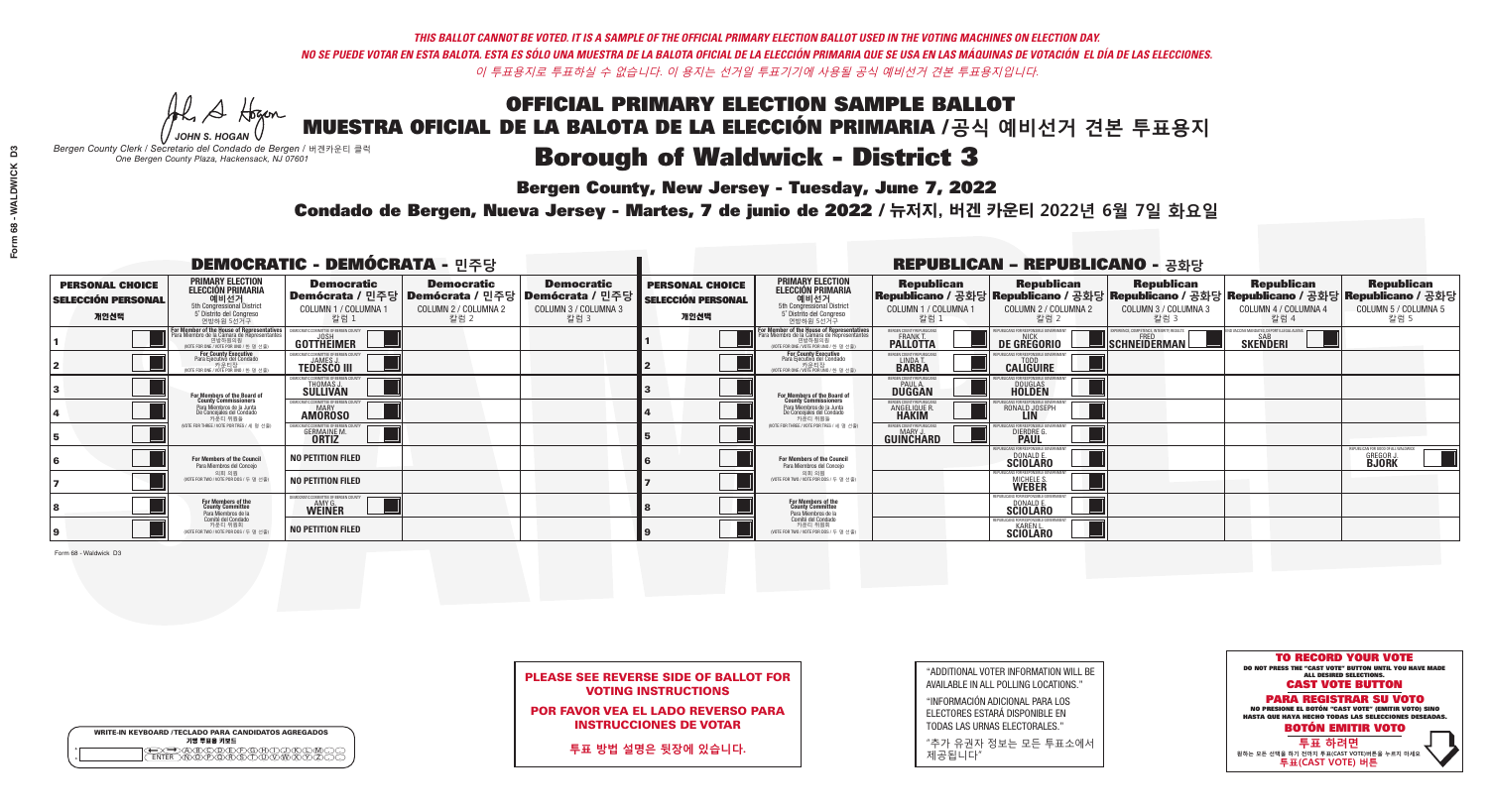*THIS BALLOT CANNOT BE VOTED. IT IS A SAMPLE OF THE OFFICIAL PRIMARY ELECTION BALLOT USED IN THE VOTING MACHINES ON ELECTION DAY.*
*NO SE PUEDE VOTAR EN ESTA BALOTA. ESTA ES SÓLO UNA MUESTRA DE LA BALOTA OFICIAL DE LA ELECCIÓN PRIMARIA QUE SE USA EN LAS MÁQUINAS DE VOTACIÓN EL DÍA DE LAS ELECCIONES.*
*이 투표용지로 투표하실 수 없습니다. 이 용지는 선거일 투표기기에 사용될 공식 예비선거 견본 투표용지입니다.*

JOHN S. HOGAN
*Bergen County Clerk / Secretario del Condado de Bergen / 버겐카운티 클럭*
*One Bergen County Plaza, Hackensack, NJ 07601*

# OFFICIAL PRIMARY ELECTION SAMPLE BALLOT
# MUESTRA OFICIAL DE LA BALOTA DE LA ELECCIÓN PRIMARIA /공식 예비선거 견본 투표용지
# Borough of Waldwick - District 3

**Bergen County, New Jersey - Tuesday, June 7, 2022**
**Condado de Bergen, Nueva Jersey - Martes, 7 de junio de 2022 / 뉴저지, 버겐 카운티 2022년 6월 7일 화요일**

## DEMOCRATIC - DEMÓCRATA - 민주당

| PERSONAL CHOICE / SELECCIÓN PERSONAL / 개인선택 | PRIMARY ELECTION / ELECCIÓN PRIMARIA / 예비선거 (5th Congressional District / 5° Distrito del Congreso / 연방하원 5선거구) | Democratic / Demócrata / 민주당 COLUMN 1 / COLUMNA 1 / 칼럼 1 | Democratic / Demócrata / 민주당 COLUMN 2 / COLUMNA 2 / 칼럼 2 | Democratic / Demócrata / 민주당 COLUMN 3 / COLUMNA 3 / 칼럼 3 |
|---|---|---|---|---|
| 1 | For Member of the House of Representatives / Para Miembro de la Cámara de Representantes / 연방하원의원 (VOTE FOR ONE / VOTE POR UNO / 한 명 선출) | JOSH GOTTHEIMER | | |
| 2 | For County Executive / Para Ejecutivo del Condado / 카운티장 (VOTE FOR ONE / VOTE POR UNO / 한 명 선출) | JAMES J. TEDESCO III | | |
| 3 | For Members of the Board of County Commissioners / Para Miembros de la Junta De Concejales del Condado / 카운티 위원들 (VOTE FOR THREE / VOTE POR TRES / 세 명 선출) | THOMAS J. SULLIVAN | | |
| 4 | | MARY AMOROSO | | |
| 5 | | GERMAINE M. ORTIZ | | |
| 6 | For Members of the Council / Para Miembros del Concejo / 의회 의원 (VOTE FOR TWO / VOTE POR DOS / 두 명 선출) | NO PETITION FILED | | |
| 7 | | NO PETITION FILED | | |
| 8 | For Members of the County Committee / Para Miembros de la Comité del Condado / 카운티 위원회 (VOTE FOR TWO / VOTE POR DOS / 두 명 선출) | AMY G. WEINER | | |
| 9 | | NO PETITION FILED | | |

## REPUBLICAN - REPUBLICANO - 공화당

| PERSONAL CHOICE / SELECCIÓN PERSONAL / 개인선택 | PRIMARY ELECTION / ELECCIÓN PRIMARIA / 예비선거 (5th Congressional District / 5° Distrito del Congreso / 연방하원 5선거구) | Republican / Republicano / 공화당 COLUMN 1 / COLUMNA 1 / 칼럼 1 | Republican / Republicano / 공화당 COLUMN 2 / COLUMNA 2 / 칼럼 2 | Republican / Republicano / 공화당 COLUMN 3 / COLUMNA 3 / 칼럼 3 | Republican / Republicano / 공화당 COLUMN 4 / COLUMNA 4 / 칼럼 4 | Republican / Republicano / 공화당 COLUMN 5 / COLUMNA 5 / 칼럼 5 |
|---|---|---|---|---|---|---|
| 1 | For Member of the House of Representatives / Para Miembro de la Cámara de Representantes / 연방하원의원 (VOTE FOR ONE / VOTE POR UNO / 한 명 선출) | FRANK T. PALLOTTA | NICK DE GREGORIO | FRED SCHNEIDERMAN | SAB SKENDERI | |
| 2 | For County Executive / Para Ejecutivo del Condado / 카운티장 (VOTE FOR ONE / VOTE POR UNO / 한 명 선출) | LINDA T. BARBA | TODD CALIGUIRE | | | |
| 3 | For Members of the Board of County Commissioners / Para Miembros de la Junta De Concejales del Condado / 카운티 위원들 (VOTE FOR THREE / VOTE POR TRES / 세 명 선출) | PAUL A. DUGGAN | DOUGLAS HOLDEN | | | |
| 4 | | ANGELIQUE R. HAKIM | RONALD JOSEPH LIN | | | |
| 5 | | MARY J. GUINCHARD | DIERDRE G. PAUL | | | |
| 6 | For Members of the Council / Para Miembros del Concejo / 의회 의원 (VOTE FOR TWO / VOTE POR DOS / 두 명 선출) | | DONALD E. SCIOLARO | | | GREGOR J. BJORK |
| 7 | | | MICHELE S. WEBER | | | |
| 8 | For Members of the County Committee / Para Miembros de la Comité del Condado / 카운티 위원회 (VOTE FOR TWO / VOTE POR DOS / 두 명 선출) | | DONALD E. SCIOLARO | | | |
| 9 | | | KAREN L. SCIOLARO | | | |

**PLEASE SEE REVERSE SIDE OF BALLOT FOR VOTING INSTRUCTIONS**

**POR FAVOR VEA EL LADO REVERSO PARA INSTRUCCIONES DE VOTAR**

**투표 방법 설명은 뒷장에 있습니다.**

"ADDITIONAL VOTER INFORMATION WILL BE AVAILABLE IN ALL POLLING LOCATIONS."

"INFORMACIÓN ADICIONAL PARA LOS ELECTORES ESTARÁ DISPONIBLE EN TODAS LAS URNAS ELECTORALES."

"추가 유권자 정보는 모든 투표소에서 제공됩니다"

WRITE-IN KEYBOARD /TECLADO PARA CANDIDATOS AGREGADOS
기명 투표용 키보드

**TO RECORD YOUR VOTE**
DO NOT PRESS THE "CAST VOTE" BUTTON UNTIL YOU HAVE MADE ALL DESIRED SELECTIONS.
**CAST VOTE BUTTON**
**PARA REGISTRAR SU VOTO**
NO PRESIONE EL BOTÓN "CAST VOTE" (EMITIR VOTO) SINO HASTA QUE HAYA HECHO TODAS LAS SELECCIONES DESEADAS.
**BOTÓN EMITIR VOTO**
**투표 하려면**
원하는 모든 선택을 하기 전까지 투표(CAST VOTE)버튼을 누르지 마세요
**투표(CAST VOTE) 버튼**

Form 68 - Waldwick D3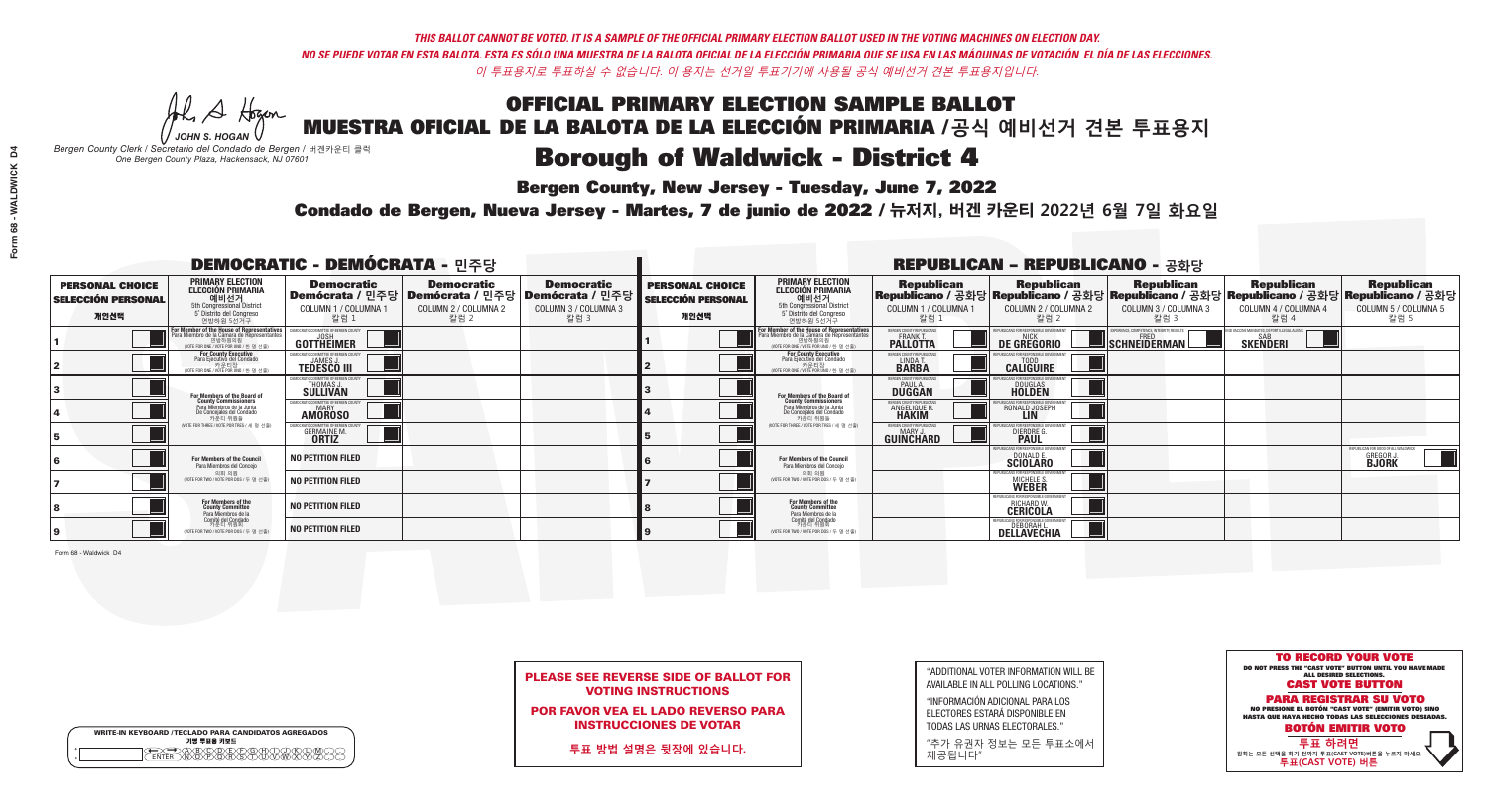*THIS BALLOT CANNOT BE VOTED. IT IS A SAMPLE OF THE OFFICIAL PRIMARY ELECTION BALLOT USED IN THE VOTING MACHINES ON ELECTION DAY.*
*NO SE PUEDE VOTAR EN ESTA BALOTA. ESTA ES SÓLO UNA MUESTRA DE LA BALOTA OFICIAL DE LA ELECCIÓN PRIMARIA QUE SE USA EN LAS MÁQUINAS DE VOTACIÓN EL DÍA DE LAS ELECCIONES.*
*이 투표용지로 투표하실 수 없습니다. 이 용지는 선거일 투표기기에 사용될 공식 예비선거 견본 투표용지입니다.*

JOHN S. HOGAN
*Bergen County Clerk / Secretario del Condado de Bergen / 버겐카운티 클럭*
*One Bergen County Plaza, Hackensack, NJ 07601*

# OFFICIAL PRIMARY ELECTION SAMPLE BALLOT
# MUESTRA OFICIAL DE LA BALOTA DE LA ELECCIÓN PRIMARIA / 공식 예비선거 견본 투표용지
# Borough of Waldwick - District 4

**Bergen County, New Jersey - Tuesday, June 7, 2022**
**Condado de Bergen, Nueva Jersey - Martes, 7 de junio de 2022 / 뉴저지, 버겐 카운티 2022년 6월 7일 화요일**

## DEMOCRATIC - DEMÓCRATA - 민주당

| | PERSONAL CHOICE / SELECCIÓN PERSONAL / 개인선택 | PRIMARY ELECTION / ELECCIÓN PRIMARIA / 예비선거 (5th Congressional District / 5° Distrito del Congreso / 연방하원 5선거구) | Democratic / Demócrata / 민주당 COLUMN 1 / COLUMNA 1 / 칼럼 1 | Democratic / Demócrata / 민주당 COLUMN 2 / COLUMNA 2 / 칼럼 2 | Democratic / Demócrata / 민주당 COLUMN 3 / COLUMNA 3 / 칼럼 3 |
|---|---|---|---|---|---|
| 1 | | For Member of the House of Representatives / Para Miembro de la Cámara de Representantes / 연방하원의원 (VOTE FOR ONE / VOTE POR UNO / 한 명 선출) | JOSH GOTTHEIMER | | |
| 2 | | For County Executive / Para Ejecutivo del Condado / 카운티장 (VOTE FOR ONE / VOTE POR UNO / 한 명 선출) | JAMES J. TEDESCO III | | |
| 3 | | For Members of the Board of County Commissioners / Para Miembros de la Junta De Concejales del Condado / 카운티 위원들 (VOTE FOR THREE / VOTE POR TRES / 세 명 선출) | THOMAS J. SULLIVAN | | |
| 4 | | | MARY AMOROSO | | |
| 5 | | | GERMAINE M. ORTIZ | | |
| 6 | | For Members of the Council / Para Miembros del Concejo / 의회 의원 (VOTE FOR TWO / VOTE POR DOS / 두 명 선출) | NO PETITION FILED | | |
| 7 | | | NO PETITION FILED | | |
| 8 | | For Members of the County Committee / Para Miembros de la Comité del Condado / 카운티 위원회 (VOTE FOR TWO / VOTE POR DOS / 두 명 선출) | NO PETITION FILED | | |
| 9 | | | NO PETITION FILED | | |

## REPUBLICAN - REPUBLICANO - 공화당

| | PERSONAL CHOICE / SELECCIÓN PERSONAL / 개인선택 | PRIMARY ELECTION / ELECCIÓN PRIMARIA / 예비선거 (5th Congressional District / 5° Distrito del Congreso / 연방하원 5선거구) | Republican / Republicano / 공화당 COLUMN 1 / COLUMNA 1 / 칼럼 1 | Republican / Republicano / 공화당 COLUMN 2 / COLUMNA 2 / 칼럼 2 | Republican / Republicano / 공화당 COLUMN 3 / COLUMNA 3 / 칼럼 3 | Republican / Republicano / 공화당 COLUMN 4 / COLUMNA 4 / 칼럼 4 | Republican / Republicano / 공화당 COLUMN 5 / COLUMNA 5 / 칼럼 5 |
|---|---|---|---|---|---|---|---|
| 1 | | For Member of the House of Representatives / Para Miembro de la Cámara de Representantes / 연방하원의원 (VOTE FOR ONE / VOTE POR UNO / 한 명 선출) | FRANK T. PALLOTTA | NICK DE GREGORIO | FRED SCHNEIDERMAN | SAB SKENDERI | |
| 2 | | For County Executive / Para Ejecutivo del Condado / 카운티장 (VOTE FOR ONE / VOTE POR UNO / 한 명 선출) | LINDA T. BARBA | TODD CALIGUIRE | | | |
| 3 | | For Members of the Board of County Commissioners / Para Miembros de la Junta De Concejales del Condado / 카운티 위원들 (VOTE FOR THREE / VOTE POR TRES / 세 명 선출) | PAUL A. DUGGAN | DOUGLAS HOLDEN | | | |
| 4 | | | ANGELIQUE R. HAKIM | RONALD JOSEPH LIN | | | |
| 5 | | | MARY J. GUINCHARD | DIERDRE G. PAUL | | | |
| 6 | | For Members of the Council / Para Miembros del Concejo / 의회 의원 (VOTE FOR TWO / VOTE POR DOS / 두 명 선출) | | DONALD E. SCIOLARO | | | GREGOR J. BJORK |
| 7 | | | | MICHELE S. WEBER | | | |
| 8 | | For Members of the County Committee / Para Miembros de la Comité del Condado / 카운티 위원회 (VOTE FOR TWO / VOTE POR DOS / 두 명 선출) | | RICHARD W. CERICOLA | | | |
| 9 | | | | DEBORAH L. DELLAVECHIA | | | |

**PLEASE SEE REVERSE SIDE OF BALLOT FOR VOTING INSTRUCTIONS**

**POR FAVOR VEA EL LADO REVERSO PARA INSTRUCCIONES DE VOTAR**

**투표 방법 설명은 뒷장에 있습니다.**

"ADDITIONAL VOTER INFORMATION WILL BE AVAILABLE IN ALL POLLING LOCATIONS."

"INFORMACIÓN ADICIONAL PARA LOS ELECTORES ESTARÁ DISPONIBLE EN TODAS LAS URNAS ELECTORALES."

"추가 유권자 정보는 모든 투표소에서 제공됩니다"

**TO RECORD YOUR VOTE**
DO NOT PRESS THE "CAST VOTE" BUTTON UNTIL YOU HAVE MADE ALL DESIRED SELECTIONS.
**CAST VOTE BUTTON**

**PARA REGISTRAR SU VOTO**
NO PRESIONE EL BOTÓN "CAST VOTE" (EMITIR VOTO) SINO HASTA QUE HAYA HECHO TODAS LAS SELECCIONES DESEADAS.
**BOTÓN EMITIR VOTO**

**투표 하려면**
원하는 모든 선택을 하기 전까지 투표(CAST VOTE)버튼을 누르지 마세요.
**투표(CAST VOTE) 버튼**

WRITE-IN KEYBOARD / TECLADO PARA CANDIDATOS AGREGADOS / 기명 투표용 키보드

Form 68 - Waldwick D4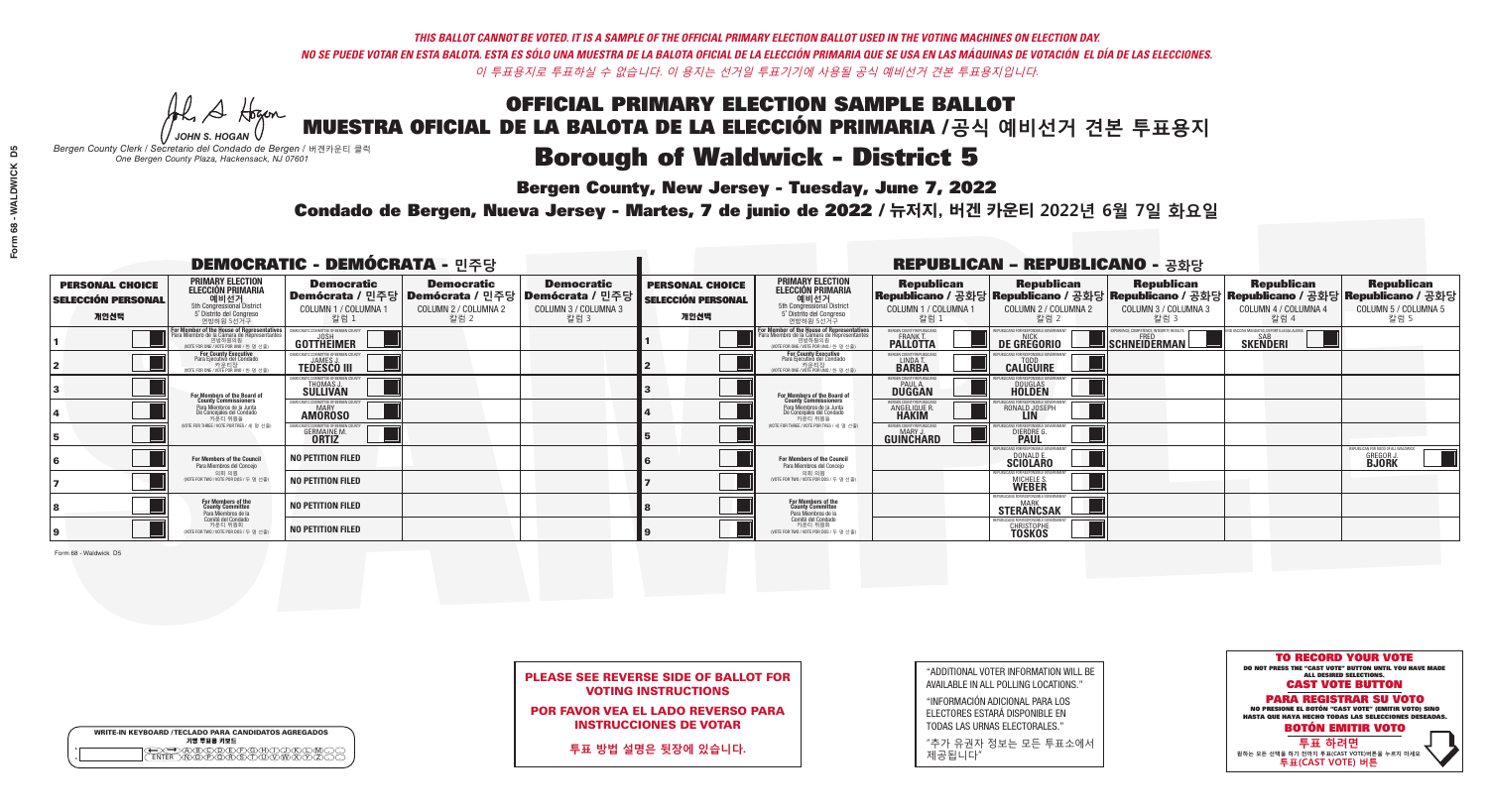*THIS BALLOT CANNOT BE VOTED. IT IS A SAMPLE OF THE OFFICIAL PRIMARY ELECTION BALLOT USED IN THE VOTING MACHINES ON ELECTION DAY.*
*NO SE PUEDE VOTAR EN ESTA BALOTA. ESTA ES SÓLO UNA MUESTRA DE LA BALOTA OFICIAL DE LA ELECCIÓN PRIMARIA QUE SE USA EN LAS MÁQUINAS DE VOTACIÓN EL DÍA DE LAS ELECCIONES.*
*이 투표용지로 투표하실 수 없습니다. 이 용지는 선거일 투표기기에 사용될 공식 예비선거 견본 투표용지입니다.*

JOHN S. HOGAN
*Bergen County Clerk / Secretario del Condado de Bergen / 버겐카운티 클럭*
*One Bergen County Plaza, Hackensack, NJ 07601*

# OFFICIAL PRIMARY ELECTION SAMPLE BALLOT
# MUESTRA OFICIAL DE LA BALOTA DE LA ELECCIÓN PRIMARIA / 공식 예비선거 견본 투표용지
# Borough of Waldwick - District 5

**Bergen County, New Jersey - Tuesday, June 7, 2022**

**Condado de Bergen, Nueva Jersey - Martes, 7 de junio de 2022 / 뉴저지, 버겐 카운티 2022년 6월 7일 화요일**

## DEMOCRATIC - DEMÓCRATA - 민주당

| PERSONAL CHOICE / SELECCIÓN PERSONAL / 개인선택 | PRIMARY ELECTION / ELECCIÓN PRIMARIA / 예비선거 — 5th Congressional District / 5° Distrito del Congreso / 연방하원 5선거구 | Democratic / Demócrata / 민주당 — COLUMN 1 / COLUMNA 1 / 칼럼 1 | Democratic / Demócrata / 민주당 — COLUMN 2 / COLUMNA 2 / 칼럼 2 | Democratic / Demócrata / 민주당 — COLUMN 3 / COLUMNA 3 / 칼럼 3 |
|---|---|---|---|---|
| 1 | For Member of the House of Representatives / Para Miembro de la Cámara de Representantes / 연방하원의원 (VOTE FOR ONE / VOTE POR UNO / 한 명 선출) | DEMOCRATIC COMMITTEE OF BERGEN COUNTY — JOSH GOTTHEIMER | | |
| 2 | For County Executive / Para Ejecutivo del Condado / 카운티장 (VOTE FOR ONE / VOTE POR UNO / 한 명 선출) | DEMOCRATIC COMMITTEE OF BERGEN COUNTY — JAMES J. TEDESCO III | | |
| 3 | For Members of the Board of County Commissioners / Para Miembros de la Junta De Concejales del Condado / 카운티 위원들 (VOTE FOR THREE / VOTE POR TRES / 세 명 선출) | DEMOCRATIC COMMITTEE OF BERGEN COUNTY — THOMAS J. SULLIVAN | | |
| 4 | | DEMOCRATIC COMMITTEE OF BERGEN COUNTY — MARY AMOROSO | | |
| 5 | | DEMOCRATIC COMMITTEE OF BERGEN COUNTY — GERMAINE M. ORTIZ | | |
| 6 | For Members of the Council / Para Miembros del Concejo / 의회 의원 (VOTE FOR TWO / VOTE POR DOS / 두 명 선출) | NO PETITION FILED | | |
| 7 | | NO PETITION FILED | | |
| 8 | For Members of the County Committee / Para Miembros de la Comité del Condado / 카운티 위원회 (VOTE FOR TWO / VOTE POR DOS / 두 명 선출) | NO PETITION FILED | | |
| 9 | | NO PETITION FILED | | |

## REPUBLICAN - REPUBLICANO - 공화당

| PERSONAL CHOICE / SELECCIÓN PERSONAL / 개인선택 | PRIMARY ELECTION / ELECCIÓN PRIMARIA / 예비선거 — 5th Congressional District / 5° Distrito del Congreso / 연방하원 5선거구 | Republican / Republicano / 공화당 — COLUMN 1 / COLUMNA 1 / 칼럼 1 | Republican / Republicano / 공화당 — COLUMN 2 / COLUMNA 2 / 칼럼 2 | Republican / Republicano / 공화당 — COLUMN 3 / COLUMNA 3 / 칼럼 3 | Republican / Republicano / 공화당 — COLUMN 4 / COLUMNA 4 / 칼럼 4 | Republican / Republicano / 공화당 — COLUMN 5 / COLUMNA 5 / 칼럼 5 |
|---|---|---|---|---|---|---|
| 1 | For Member of the House of Representatives / Para Miembro de la Cámara de Representantes / 연방하원의원 (VOTE FOR ONE / VOTE POR UNO / 한 명 선출) | BERGEN COUNTY REPUBLICANS — FRANK T. PALLOTTA | REPUBLICANS FOR RESPONSIBLE GOVERNMENT — NICK DE GREGORIO | EXPERIENCE, COMPETENCE, INTEGRITY, RESULTS — FRED SCHNEIDERMAN | END VACCINE MANDATES, DEPORT ILLEGAL ALIENS — SAB SKENDERI | |
| 2 | For County Executive / Para Ejecutivo del Condado / 카운티장 (VOTE FOR ONE / VOTE POR UNO / 한 명 선출) | BERGEN COUNTY REPUBLICANS — LINDA T. BARBA | REPUBLICANS FOR RESPONSIBLE GOVERNMENT — TODD CALIGUIRE | | | |
| 3 | For Members of the Board of County Commissioners / Para Miembros de la Junta De Concejales del Condado / 카운티 위원들 (VOTE FOR THREE / VOTE POR TRES / 세 명 선출) | BERGEN COUNTY REPUBLICANS — PAUL A. DUGGAN | REPUBLICANS FOR RESPONSIBLE GOVERNMENT — DOUGLAS HOLDEN | | | |
| 4 | | BERGEN COUNTY REPUBLICANS — ANGELIQUE R. HAKIM | REPUBLICANS FOR RESPONSIBLE GOVERNMENT — RONALD JOSEPH LIN | | | |
| 5 | | BERGEN COUNTY REPUBLICANS — MARY J. GUINCHARD | REPUBLICANS FOR RESPONSIBLE GOVERNMENT — DIERDRE G. PAUL | | | |
| 6 | For Members of the Council / Para Miembros del Concejo / 의회 의원 (VOTE FOR TWO / VOTE POR DOS / 두 명 선출) | | REPUBLICANS FOR RESPONSIBLE GOVERNMENT — DONALD E. SCIOLARO | | | REPUBLICANS FOR GROWTH IN WALDWICK — GREGOR J. BJORK |
| 7 | | | REPUBLICANS FOR RESPONSIBLE GOVERNMENT — MICHELE S. WEBER | | | |
| 8 | For Members of the County Committee / Para Miembros de la Comité del Condado / 카운티 위원회 (VOTE FOR TWO / VOTE POR DOS / 두 명 선출) | | REPUBLICANS FOR RESPONSIBLE GOVERNMENT — MARK STERANCSAK | | | |
| 9 | | | REPUBLICANS FOR RESPONSIBLE GOVERNMENT — CHRISTOPHE TOSKOS | | | |

Form 68 - Waldwick D5

**PLEASE SEE REVERSE SIDE OF BALLOT FOR VOTING INSTRUCTIONS**

**POR FAVOR VEA EL LADO REVERSO PARA INSTRUCCIONES DE VOTAR**

**투표 방법 설명은 뒷장에 있습니다.**

"ADDITIONAL VOTER INFORMATION WILL BE AVAILABLE IN ALL POLLING LOCATIONS."

"INFORMACIÓN ADICIONAL PARA LOS ELECTORES ESTARÁ DISPONIBLE EN TODAS LAS URNAS ELECTORALES."

"추가 유권자 정보는 모든 투표소에서 제공됩니다"

WRITE-IN KEYBOARD /TECLADO PARA CANDIDATOS AGREGADOS
기명 투표용 키보드

**TO RECORD YOUR VOTE**
DO NOT PRESS THE "CAST VOTE" BUTTON UNTIL YOU HAVE MADE ALL DESIRED SELECTIONS.
**CAST VOTE BUTTON**

**PARA REGISTRAR SU VOTO**
NO PRESIONE EL BOTÓN "CAST VOTE" (EMITIR VOTO) SINO HASTA QUE HAYA HECHO TODAS LAS SELECCIONES DESEADAS.
**BOTÓN EMITIR VOTO**

**투표 하려면**
원하는 모든 선택을 하기 전까지 투표(CAST VOTE) 버튼을 누르지 마세요.
**투표(CAST VOTE) 버튼**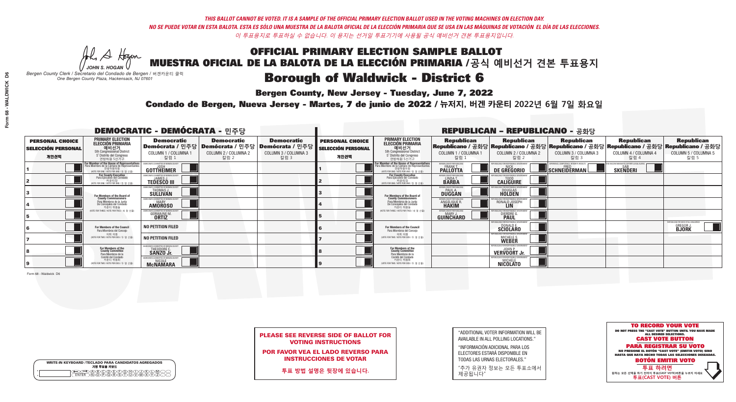*THIS BALLOT CANNOT BE VOTED. IT IS A SAMPLE OF THE OFFICIAL PRIMARY ELECTION BALLOT USED IN THE VOTING MACHINES ON ELECTION DAY.*
*NO SE PUEDE VOTAR EN ESTA BALOTA. ESTA ES SÓLO UNA MUESTRA DE LA BALOTA OFICIAL DE LA ELECCIÓN PRIMARIA QUE SE USA EN LAS MÁQUINAS DE VOTACIÓN EL DÍA DE LAS ELECCIONES.*
*이 투표용지로 투표하실 수 없습니다. 이 용지는 선거일 투표기기에 사용될 공식 예비선거 견본 투표용지입니다.*

JOHN S. HOGAN
*Bergen County Clerk / Secretario del Condado de Bergen / 버겐카운티 클럭*
*One Bergen County Plaza, Hackensack, NJ 07601*

# OFFICIAL PRIMARY ELECTION SAMPLE BALLOT
# MUESTRA OFICIAL DE LA BALOTA DE LA ELECCIÓN PRIMARIA / 공식 예비선거 견본 투표용지
# Borough of Waldwick - District 6

**Bergen County, New Jersey - Tuesday, June 7, 2022**
**Condado de Bergen, Nueva Jersey - Martes, 7 de junio de 2022 / 뉴저지, 버겐 카운티 2022년 6월 7일 화요일**

## DEMOCRATIC - DEMÓCRATA - 민주당

| | PRIMARY ELECTION / ELECCIÓN PRIMARIA / 예비선거 (5th Congressional District / 5° Distrito del Congreso / 연방하원 5선거구) | Democratic / Demócrata / 민주당 COLUMN 1 / COLUMNA 1 / 칼럼 1 | Democratic / Demócrata / 민주당 COLUMN 2 / COLUMNA 2 / 칼럼 2 | Democratic / Demócrata / 민주당 COLUMN 3 / COLUMNA 3 / 칼럼 3 |
|---|---|---|---|---|
| 1 | For Member of the House of Representatives / Para Miembro de la Cámara de Representantes / 연방하원의원 (VOTE FOR ONE / VOTE POR UNO / 한 명 선출) | JOSH GOTTHEIMER | | |
| 2 | For County Executive / Para Ejecutivo del Condado / 카운티장 (VOTE FOR ONE / VOTE POR UNO / 한 명 선출) | JAMES J. TEDESCO III | | |
| 3 | For Members of the Board of County Commissioners / Para Miembros de la Junta De Concejales del Condado / 카운티 위원들 (VOTE FOR THREE / VOTE POR TRES / 세 명 선출) | THOMAS J. SULLIVAN | | |
| 4 | | MARY AMOROSO | | |
| 5 | | GERMAINE M. ORTIZ | | |
| 6 | For Members of the Council / Para Miembros del Concejo / 의회 의원 (VOTE FOR TWO / VOTE POR DOS / 두 명 선출) | NO PETITION FILED | | |
| 7 | | NO PETITION FILED | | |
| 8 | For Members of the County Committee / Para Miembros de la Comité del Condado / 카운티 위원회 (VOTE FOR TWO / VOTE POR DOS / 두 명 선출) | THEODORE C. SANZO Jr. | | |
| 9 | | NICOLE McNAMARA | | |

## REPUBLICAN - REPUBLICANO - 공화당

| | PRIMARY ELECTION / ELECCIÓN PRIMARIA / 예비선거 (5th Congressional District / 5° Distrito del Congreso / 연방하원 5선거구) | Republican / Republicano / 공화당 COLUMN 1 / COLUMNA 1 / 칼럼 1 | Republican / Republicano / 공화당 COLUMN 2 / COLUMNA 2 / 칼럼 2 | Republican / Republicano / 공화당 COLUMN 3 / COLUMNA 3 / 칼럼 3 | Republican / Republicano / 공화당 COLUMN 4 / COLUMNA 4 / 칼럼 4 | Republican / Republicano / 공화당 COLUMN 5 / COLUMNA 5 / 칼럼 5 |
|---|---|---|---|---|---|---|
| 1 | For Member of the House of Representatives / Para Miembro de la Cámara de Representantes / 연방하원의원 (VOTE FOR ONE / VOTE POR UNO / 한 명 선출) | FRANK T. PALLOTTA | NICK DE GREGORIO | FRED SCHNEIDERMAN | SAB SKENDERI | |
| 2 | For County Executive / Para Ejecutivo del Condado / 카운티장 (VOTE FOR ONE / VOTE POR UNO / 한 명 선출) | LINDA T. BARBA | TODD CALIGUIRE | | | |
| 3 | For Members of the Board of County Commissioners / Para Miembros de la Junta De Concejales del Condado / 카운티 위원들 (VOTE FOR THREE / VOTE POR TRES / 세 명 선출) | PAUL A. DUGGAN | DOUGLAS HOLDEN | | | |
| 4 | | ANGELIQUE R. HAKIM | RONALD JOSEPH LIN | | | |
| 5 | | MARY J. GUINCHARD | DIERDRE G. PAUL | | | |
| 6 | For Members of the Council / Para Miembros del Concejo / 의회 의원 (VOTE FOR TWO / VOTE POR DOS / 두 명 선출) | | DONALD E. SCIOLARO | | | GREGOR J. BJORK |
| 7 | | | MICHELE S. WEBER | | | |
| 8 | For Members of the County Committee / Para Miembros de la Comité del Condado / 카운티 위원회 (VOTE FOR TWO / VOTE POR DOS / 두 명 선출) | | JOHN P. VERVOET Jr. | | | |
| 9 | | | MICHELE NICOLATO | | | |

Form 68 - Waldwick D6

**PLEASE SEE REVERSE SIDE OF BALLOT FOR VOTING INSTRUCTIONS**
**POR FAVOR VEA EL LADO REVERSO PARA INSTRUCCIONES DE VOTAR**
**투표 방법 설명은 뒷장에 있습니다.**

"ADDITIONAL VOTER INFORMATION WILL BE AVAILABLE IN ALL POLLING LOCATIONS."
"INFORMACIÓN ADICIONAL PARA LOS ELECTORES ESTARÁ DISPONIBLE EN TODAS LAS URNAS ELECTORALES."
"추가 유권자 정보는 모든 투표소에서 제공됩니다"

WRITE-IN KEYBOARD /TECLADO PARA CANDIDATOS AGREGADOS
기명 투표용 키보드

**TO RECORD YOUR VOTE**
DO NOT PRESS THE "CAST VOTE" BUTTON UNTIL YOU HAVE MADE ALL DESIRED SELECTIONS.
**CAST VOTE BUTTON**
**PARA REGISTRAR SU VOTO**
NO PRESIONE EL BOTÓN "CAST VOTE" (EMITIR VOTO) SINO HASTA QUE HAYA HECHO TODAS LAS SELECCIONES DESEADAS.
**BOTÓN EMITIR VOTO**
**투표 하려면**
원하는 모든 선택을 하기 전까지 투표(CAST VOTE)버튼을 누르지 마세요
**투표(CAST VOTE) 버튼**